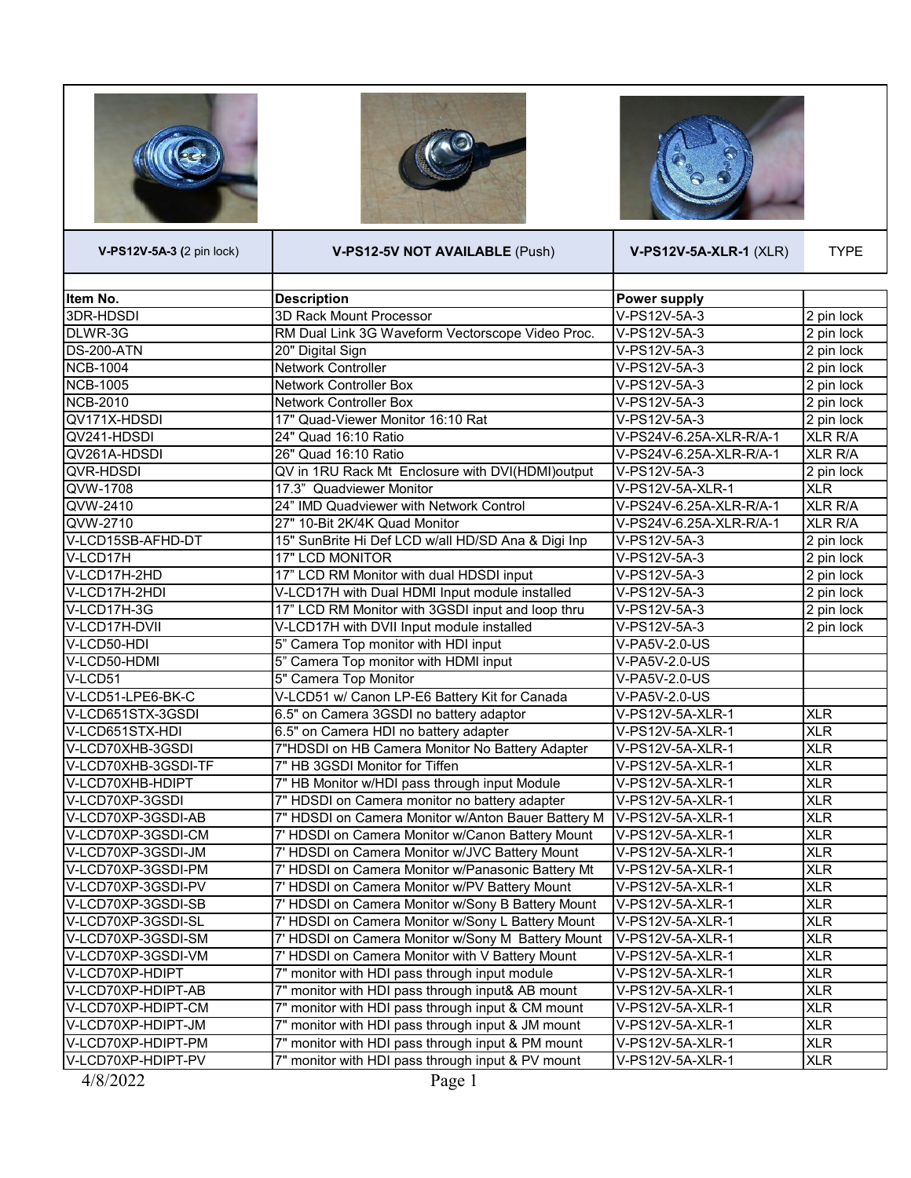| V-PS12V-5A-3 (2 pin lock) | V-PS12-5V NOT AVAILABLE (Push) | V-PS12V-5A-XLR-1 (XLR) | TYPE |
|---|---|---|---|
| **Item No.** | **Description** | **Power supply** | |
| 3DR-HDSDI | 3D Rack Mount Processor | V-PS12V-5A-3 | 2 pin lock |
| DLWR-3G | RM Dual Link 3G Waveform Vectorscope Video Proc. | V-PS12V-5A-3 | 2 pin lock |
| DS-200-ATN | 20" Digital Sign | V-PS12V-5A-3 | 2 pin lock |
| NCB-1004 | Network Controller | V-PS12V-5A-3 | 2 pin lock |
| NCB-1005 | Network Controller Box | V-PS12V-5A-3 | 2 pin lock |
| NCB-2010 | Network Controller Box | V-PS12V-5A-3 | 2 pin lock |
| QV171X-HDSDI | 17" Quad-Viewer Monitor 16:10 Rat | V-PS12V-5A-3 | 2 pin lock |
| QV241-HDSDI | 24" Quad 16:10 Ratio | V-PS24V-6.25A-XLR-R/A-1 | XLR R/A |
| QV261A-HDSDI | 26" Quad 16:10 Ratio | V-PS24V-6.25A-XLR-R/A-1 | XLR R/A |
| QVR-HDSDI | QV in 1RU Rack Mt Enclosure with DVI(HDMI)output | V-PS12V-5A-3 | 2 pin lock |
| QVW-1708 | 17.3" Quadviewer Monitor | V-PS12V-5A-XLR-1 | XLR |
| QVW-2410 | 24" IMD Quadviewer with Network Control | V-PS24V-6.25A-XLR-R/A-1 | XLR R/A |
| QVW-2710 | 27" 10-Bit 2K/4K Quad Monitor | V-PS24V-6.25A-XLR-R/A-1 | XLR R/A |
| V-LCD15SB-AFHD-DT | 15" SunBrite Hi Def LCD w/all HD/SD Ana & Digi Inp | V-PS12V-5A-3 | 2 pin lock |
| V-LCD17H | 17" LCD MONITOR | V-PS12V-5A-3 | 2 pin lock |
| V-LCD17H-2HD | 17" LCD RM Monitor with dual HDSDI input | V-PS12V-5A-3 | 2 pin lock |
| V-LCD17H-2HDI | V-LCD17H with Dual HDMI Input module installed | V-PS12V-5A-3 | 2 pin lock |
| V-LCD17H-3G | 17" LCD RM Monitor with 3GSDI input and loop thru | V-PS12V-5A-3 | 2 pin lock |
| V-LCD17H-DVII | V-LCD17H with DVII Input module installed | V-PS12V-5A-3 | 2 pin lock |
| V-LCD50-HDI | 5" Camera Top monitor with HDI input | V-PA5V-2.0-US | |
| V-LCD50-HDMI | 5" Camera Top monitor with HDMI input | V-PA5V-2.0-US | |
| V-LCD51 | 5" Camera Top Monitor | V-PA5V-2.0-US | |
| V-LCD51-LPE6-BK-C | V-LCD51 w/ Canon LP-E6 Battery Kit for Canada | V-PA5V-2.0-US | |
| V-LCD651STX-3GSDI | 6.5" on Camera 3GSDI no battery adaptor | V-PS12V-5A-XLR-1 | XLR |
| V-LCD651STX-HDI | 6.5" on Camera HDI no battery adapter | V-PS12V-5A-XLR-1 | XLR |
| V-LCD70XHB-3GSDI | 7"HDSDI on HB Camera Monitor No Battery Adapter | V-PS12V-5A-XLR-1 | XLR |
| V-LCD70XHB-3GSDI-TF | 7" HB 3GSDI Monitor for Tiffen | V-PS12V-5A-XLR-1 | XLR |
| V-LCD70XHB-HDIPT | 7" HB Monitor w/HDI pass through input Module | V-PS12V-5A-XLR-1 | XLR |
| V-LCD70XP-3GSDI | 7" HDSDI on Camera monitor no battery adapter | V-PS12V-5A-XLR-1 | XLR |
| V-LCD70XP-3GSDI-AB | 7" HDSDI on Camera Monitor w/Anton Bauer Battery M | V-PS12V-5A-XLR-1 | XLR |
| V-LCD70XP-3GSDI-CM | 7' HDSDI on Camera Monitor w/Canon Battery Mount | V-PS12V-5A-XLR-1 | XLR |
| V-LCD70XP-3GSDI-JM | 7' HDSDI on Camera Monitor w/JVC Battery Mount | V-PS12V-5A-XLR-1 | XLR |
| V-LCD70XP-3GSDI-PM | 7' HDSDI on Camera Monitor w/Panasonic Battery Mt | V-PS12V-5A-XLR-1 | XLR |
| V-LCD70XP-3GSDI-PV | 7' HDSDI on Camera Monitor w/PV Battery Mount | V-PS12V-5A-XLR-1 | XLR |
| V-LCD70XP-3GSDI-SB | 7' HDSDI on Camera Monitor w/Sony B Battery Mount | V-PS12V-5A-XLR-1 | XLR |
| V-LCD70XP-3GSDI-SL | 7' HDSDI on Camera Monitor w/Sony L Battery Mount | V-PS12V-5A-XLR-1 | XLR |
| V-LCD70XP-3GSDI-SM | 7' HDSDI on Camera Monitor w/Sony M Battery Mount | V-PS12V-5A-XLR-1 | XLR |
| V-LCD70XP-3GSDI-VM | 7' HDSDI on Camera Monitor with V Battery Mount | V-PS12V-5A-XLR-1 | XLR |
| V-LCD70XP-HDIPT | 7" monitor with HDI pass through input module | V-PS12V-5A-XLR-1 | XLR |
| V-LCD70XP-HDIPT-AB | 7" monitor with HDI pass through input& AB mount | V-PS12V-5A-XLR-1 | XLR |
| V-LCD70XP-HDIPT-CM | 7" monitor with HDI pass through input & CM mount | V-PS12V-5A-XLR-1 | XLR |
| V-LCD70XP-HDIPT-JM | 7" monitor with HDI pass through input & JM mount | V-PS12V-5A-XLR-1 | XLR |
| V-LCD70XP-HDIPT-PM | 7" monitor with HDI pass through input & PM mount | V-PS12V-5A-XLR-1 | XLR |
| V-LCD70XP-HDIPT-PV | 7" monitor with HDI pass through input & PV mount | V-PS12V-5A-XLR-1 | XLR |

4/8/2022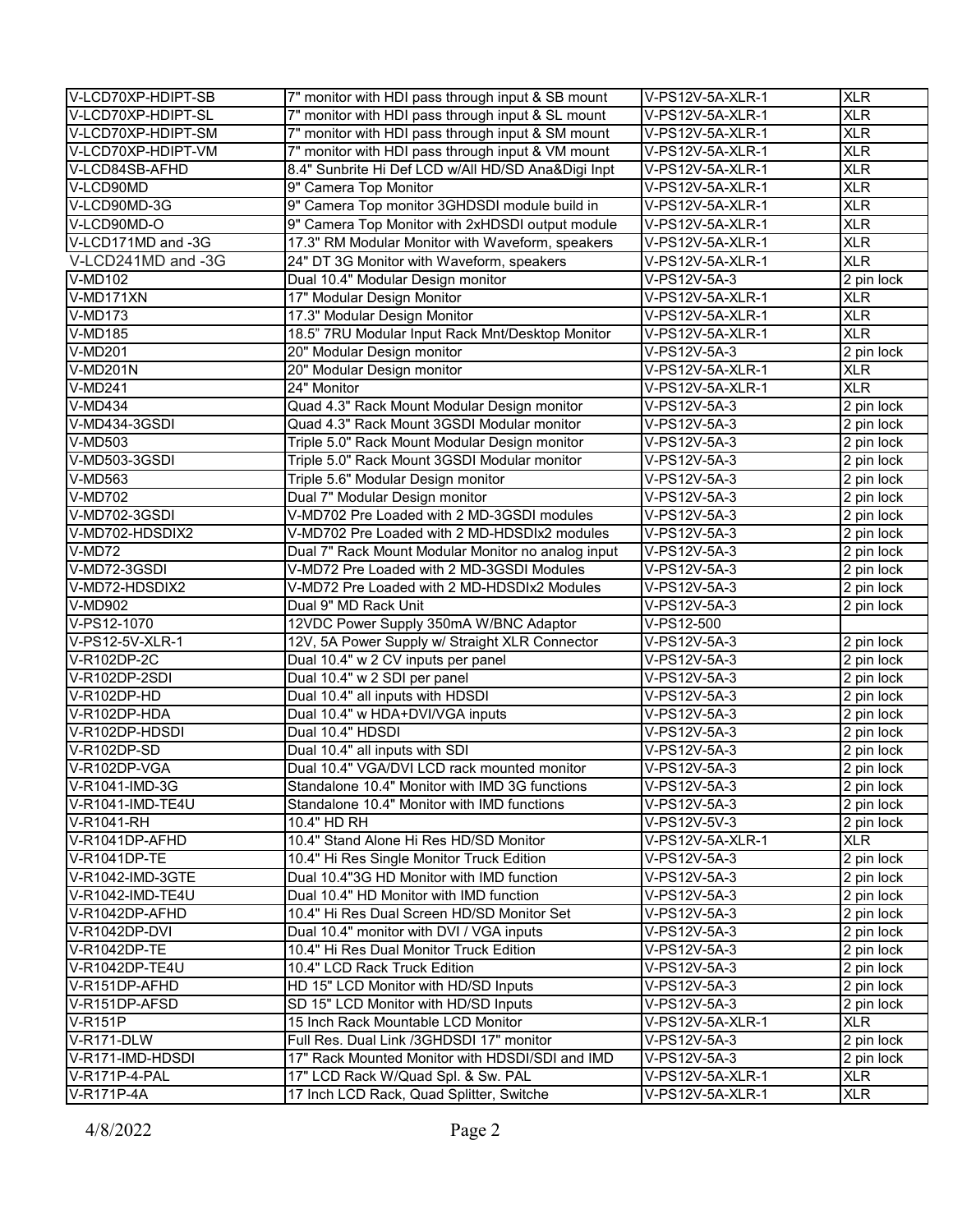| | | | |
|---|---|---|---|
| V-LCD70XP-HDIPT-SB | 7" monitor with HDI pass through input & SB mount | V-PS12V-5A-XLR-1 | XLR |
| V-LCD70XP-HDIPT-SL | 7" monitor with HDI pass through input & SL mount | V-PS12V-5A-XLR-1 | XLR |
| V-LCD70XP-HDIPT-SM | 7" monitor with HDI pass through input & SM mount | V-PS12V-5A-XLR-1 | XLR |
| V-LCD70XP-HDIPT-VM | 7" monitor with HDI pass through input & VM mount | V-PS12V-5A-XLR-1 | XLR |
| V-LCD84SB-AFHD | 8.4" Sunbrite Hi Def LCD w/All HD/SD Ana&Digi Inpt | V-PS12V-5A-XLR-1 | XLR |
| V-LCD90MD | 9" Camera Top Monitor | V-PS12V-5A-XLR-1 | XLR |
| V-LCD90MD-3G | 9" Camera Top monitor 3GHDSDI module build in | V-PS12V-5A-XLR-1 | XLR |
| V-LCD90MD-O | 9" Camera Top Monitor with 2xHDSDI output module | V-PS12V-5A-XLR-1 | XLR |
| V-LCD171MD and -3G | 17.3" RM Modular Monitor with Waveform, speakers | V-PS12V-5A-XLR-1 | XLR |
| V-LCD241MD and -3G | 24" DT 3G Monitor with Waveform, speakers | V-PS12V-5A-XLR-1 | XLR |
| V-MD102 | Dual 10.4" Modular Design monitor | V-PS12V-5A-3 | 2 pin lock |
| V-MD171XN | 17" Modular Design Monitor | V-PS12V-5A-XLR-1 | XLR |
| V-MD173 | 17.3" Modular Design Monitor | V-PS12V-5A-XLR-1 | XLR |
| V-MD185 | 18.5" 7RU Modular Input Rack Mnt/Desktop Monitor | V-PS12V-5A-XLR-1 | XLR |
| V-MD201 | 20" Modular Design monitor | V-PS12V-5A-3 | 2 pin lock |
| V-MD201N | 20" Modular Design monitor | V-PS12V-5A-XLR-1 | XLR |
| V-MD241 | 24" Monitor | V-PS12V-5A-XLR-1 | XLR |
| V-MD434 | Quad 4.3" Rack Mount Modular Design monitor | V-PS12V-5A-3 | 2 pin lock |
| V-MD434-3GSDI | Quad 4.3" Rack Mount 3GSDI Modular monitor | V-PS12V-5A-3 | 2 pin lock |
| V-MD503 | Triple 5.0" Rack Mount Modular Design monitor | V-PS12V-5A-3 | 2 pin lock |
| V-MD503-3GSDI | Triple 5.0" Rack Mount 3GSDI Modular monitor | V-PS12V-5A-3 | 2 pin lock |
| V-MD563 | Triple 5.6" Modular Design monitor | V-PS12V-5A-3 | 2 pin lock |
| V-MD702 | Dual 7" Modular Design monitor | V-PS12V-5A-3 | 2 pin lock |
| V-MD702-3GSDI | V-MD702 Pre Loaded with 2 MD-3GSDI modules | V-PS12V-5A-3 | 2 pin lock |
| V-MD702-HDSDIX2 | V-MD702 Pre Loaded with 2 MD-HDSDIx2 modules | V-PS12V-5A-3 | 2 pin lock |
| V-MD72 | Dual 7" Rack Mount Modular Monitor no analog input | V-PS12V-5A-3 | 2 pin lock |
| V-MD72-3GSDI | V-MD72 Pre Loaded with 2 MD-3GSDI Modules | V-PS12V-5A-3 | 2 pin lock |
| V-MD72-HDSDIX2 | V-MD72 Pre Loaded with 2 MD-HDSDIx2 Modules | V-PS12V-5A-3 | 2 pin lock |
| V-MD902 | Dual 9" MD Rack Unit | V-PS12V-5A-3 | 2 pin lock |
| V-PS12-1070 | 12VDC Power Supply 350mA W/BNC Adaptor | V-PS12-500 | |
| V-PS12-5V-XLR-1 | 12V, 5A Power Supply w/ Straight XLR Connector | V-PS12V-5A-3 | 2 pin lock |
| V-R102DP-2C | Dual 10.4" w 2 CV inputs per panel | V-PS12V-5A-3 | 2 pin lock |
| V-R102DP-2SDI | Dual 10.4" w 2 SDI per panel | V-PS12V-5A-3 | 2 pin lock |
| V-R102DP-HD | Dual 10.4" all inputs with HDSDI | V-PS12V-5A-3 | 2 pin lock |
| V-R102DP-HDA | Dual 10.4" w HDA+DVI/VGA inputs | V-PS12V-5A-3 | 2 pin lock |
| V-R102DP-HDSDI | Dual 10.4" HDSDI | V-PS12V-5A-3 | 2 pin lock |
| V-R102DP-SD | Dual 10.4" all inputs with SDI | V-PS12V-5A-3 | 2 pin lock |
| V-R102DP-VGA | Dual 10.4" VGA/DVI LCD rack mounted monitor | V-PS12V-5A-3 | 2 pin lock |
| V-R1041-IMD-3G | Standalone 10.4" Monitor with IMD 3G functions | V-PS12V-5A-3 | 2 pin lock |
| V-R1041-IMD-TE4U | Standalone 10.4" Monitor with IMD functions | V-PS12V-5A-3 | 2 pin lock |
| V-R1041-RH | 10.4" HD RH | V-PS12V-5V-3 | 2 pin lock |
| V-R1041DP-AFHD | 10.4" Stand Alone Hi Res HD/SD Monitor | V-PS12V-5A-XLR-1 | XLR |
| V-R1041DP-TE | 10.4" Hi Res Single Monitor Truck Edition | V-PS12V-5A-3 | 2 pin lock |
| V-R1042-IMD-3GTE | Dual 10.4"3G HD Monitor with IMD function | V-PS12V-5A-3 | 2 pin lock |
| V-R1042-IMD-TE4U | Dual 10.4" HD Monitor with IMD function | V-PS12V-5A-3 | 2 pin lock |
| V-R1042DP-AFHD | 10.4" Hi Res Dual Screen HD/SD Monitor Set | V-PS12V-5A-3 | 2 pin lock |
| V-R1042DP-DVI | Dual 10.4" monitor with DVI / VGA inputs | V-PS12V-5A-3 | 2 pin lock |
| V-R1042DP-TE | 10.4" Hi Res Dual Monitor Truck Edition | V-PS12V-5A-3 | 2 pin lock |
| V-R1042DP-TE4U | 10.4" LCD Rack Truck Edition | V-PS12V-5A-3 | 2 pin lock |
| V-R151DP-AFHD | HD 15" LCD Monitor with HD/SD Inputs | V-PS12V-5A-3 | 2 pin lock |
| V-R151DP-AFSD | SD 15" LCD Monitor with HD/SD Inputs | V-PS12V-5A-3 | 2 pin lock |
| V-R151P | 15 Inch Rack Mountable LCD Monitor | V-PS12V-5A-XLR-1 | XLR |
| V-R171-DLW | Full Res. Dual Link /3GHDSDI 17" monitor | V-PS12V-5A-3 | 2 pin lock |
| V-R171-IMD-HDSDI | 17" Rack Mounted Monitor with HDSDI/SDI and IMD | V-PS12V-5A-3 | 2 pin lock |
| V-R171P-4-PAL | 17" LCD Rack W/Quad Spl. & Sw. PAL | V-PS12V-5A-XLR-1 | XLR |
| V-R171P-4A | 17 Inch LCD Rack, Quad Splitter, Switche | V-PS12V-5A-XLR-1 | XLR |

4/8/2022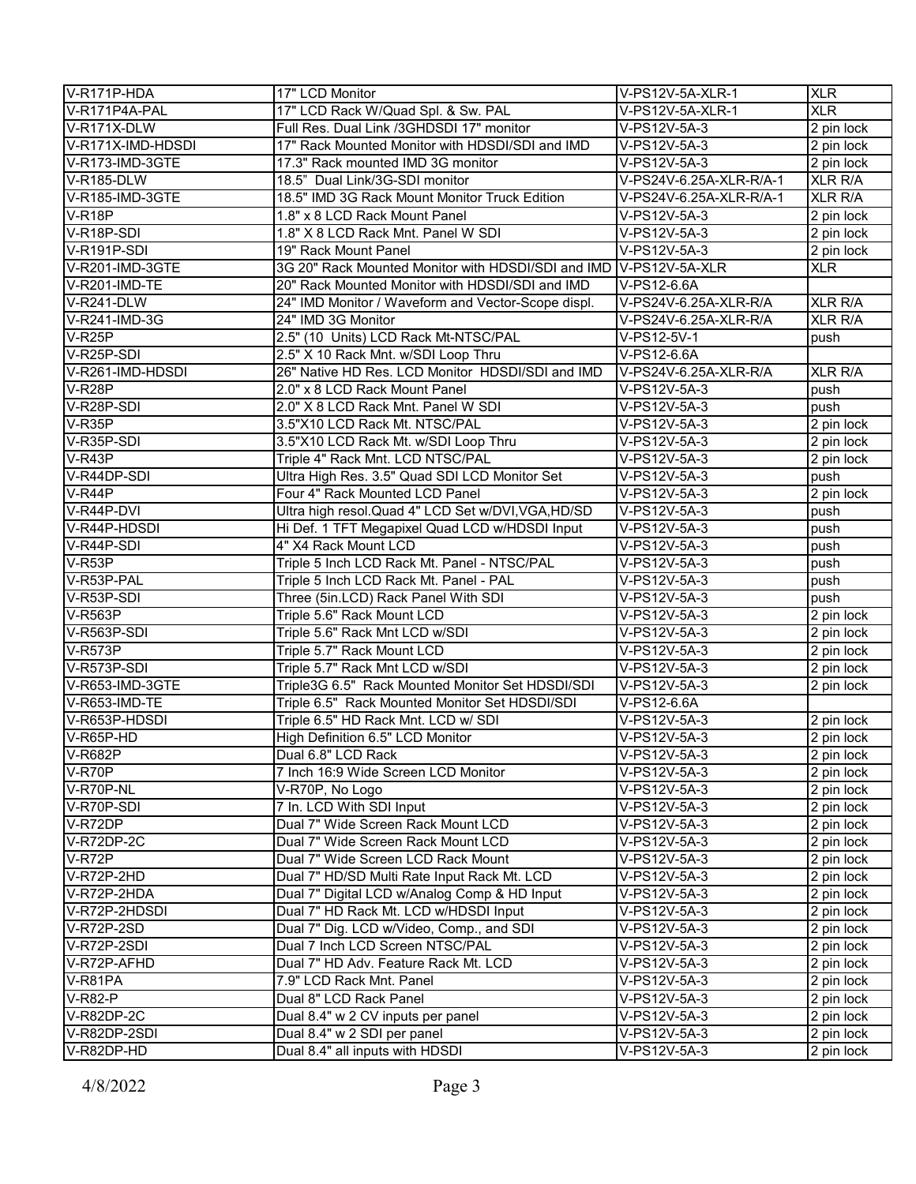| | | | |
|---|---|---|---|
| V-R171P-HDA | 17" LCD Monitor | V-PS12V-5A-XLR-1 | XLR |
| V-R171P4A-PAL | 17" LCD Rack W/Quad Spl. & Sw. PAL | V-PS12V-5A-XLR-1 | XLR |
| V-R171X-DLW | Full Res. Dual Link /3GHDSDI 17" monitor | V-PS12V-5A-3 | 2 pin lock |
| V-R171X-IMD-HDSDI | 17" Rack Mounted Monitor with HDSDI/SDI and IMD | V-PS12V-5A-3 | 2 pin lock |
| V-R173-IMD-3GTE | 17.3" Rack mounted IMD 3G monitor | V-PS12V-5A-3 | 2 pin lock |
| V-R185-DLW | 18.5" Dual Link/3G-SDI monitor | V-PS24V-6.25A-XLR-R/A-1 | XLR R/A |
| V-R185-IMD-3GTE | 18.5" IMD 3G Rack Mount Monitor Truck Edition | V-PS24V-6.25A-XLR-R/A-1 | XLR R/A |
| V-R18P | 1.8" x 8 LCD Rack Mount Panel | V-PS12V-5A-3 | 2 pin lock |
| V-R18P-SDI | 1.8" X 8 LCD Rack Mnt. Panel W SDI | V-PS12V-5A-3 | 2 pin lock |
| V-R191P-SDI | 19" Rack Mount Panel | V-PS12V-5A-3 | 2 pin lock |
| V-R201-IMD-3GTE | 3G 20" Rack Mounted Monitor with HDSDI/SDI and IMD | V-PS12V-5A-XLR | XLR |
| V-R201-IMD-TE | 20" Rack Mounted Monitor with HDSDI/SDI and IMD | V-PS12-6.6A | |
| V-R241-DLW | 24" IMD Monitor / Waveform and Vector-Scope displ. | V-PS24V-6.25A-XLR-R/A | XLR R/A |
| V-R241-IMD-3G | 24" IMD 3G Monitor | V-PS24V-6.25A-XLR-R/A | XLR R/A |
| V-R25P | 2.5" (10 Units) LCD Rack Mt-NTSC/PAL | V-PS12-5V-1 | push |
| V-R25P-SDI | 2.5" X 10 Rack Mnt. w/SDI Loop Thru | V-PS12-6.6A | |
| V-R261-IMD-HDSDI | 26" Native HD Res. LCD Monitor HDSDI/SDI and IMD | V-PS24V-6.25A-XLR-R/A | XLR R/A |
| V-R28P | 2.0" x 8 LCD Rack Mount Panel | V-PS12V-5A-3 | push |
| V-R28P-SDI | 2.0" X 8 LCD Rack Mnt. Panel W SDI | V-PS12V-5A-3 | push |
| V-R35P | 3.5"X10 LCD Rack Mt. NTSC/PAL | V-PS12V-5A-3 | 2 pin lock |
| V-R35P-SDI | 3.5"X10 LCD Rack Mt. w/SDI Loop Thru | V-PS12V-5A-3 | 2 pin lock |
| V-R43P | Triple 4" Rack Mnt. LCD NTSC/PAL | V-PS12V-5A-3 | 2 pin lock |
| V-R44DP-SDI | Ultra High Res. 3.5" Quad SDI LCD Monitor Set | V-PS12V-5A-3 | push |
| V-R44P | Four 4" Rack Mounted LCD Panel | V-PS12V-5A-3 | 2 pin lock |
| V-R44P-DVI | Ultra high resol.Quad 4" LCD Set w/DVI,VGA,HD/SD | V-PS12V-5A-3 | push |
| V-R44P-HDSDI | Hi Def. 1 TFT Megapixel Quad LCD w/HDSDI Input | V-PS12V-5A-3 | push |
| V-R44P-SDI | 4" X4 Rack Mount LCD | V-PS12V-5A-3 | push |
| V-R53P | Triple 5 Inch LCD Rack Mt. Panel - NTSC/PAL | V-PS12V-5A-3 | push |
| V-R53P-PAL | Triple 5 Inch LCD Rack Mt. Panel - PAL | V-PS12V-5A-3 | push |
| V-R53P-SDI | Three (5in.LCD) Rack Panel With SDI | V-PS12V-5A-3 | push |
| V-R563P | Triple 5.6" Rack Mount LCD | V-PS12V-5A-3 | 2 pin lock |
| V-R563P-SDI | Triple 5.6" Rack Mnt LCD w/SDI | V-PS12V-5A-3 | 2 pin lock |
| V-R573P | Triple 5.7" Rack Mount LCD | V-PS12V-5A-3 | 2 pin lock |
| V-R573P-SDI | Triple 5.7" Rack Mnt LCD w/SDI | V-PS12V-5A-3 | 2 pin lock |
| V-R653-IMD-3GTE | Triple3G 6.5" Rack Mounted Monitor Set HDSDI/SDI | V-PS12V-5A-3 | 2 pin lock |
| V-R653-IMD-TE | Triple 6.5" Rack Mounted Monitor Set HDSDI/SDI | V-PS12-6.6A | |
| V-R653P-HDSDI | Triple 6.5" HD Rack Mnt. LCD w/ SDI | V-PS12V-5A-3 | 2 pin lock |
| V-R65P-HD | High Definition 6.5" LCD Monitor | V-PS12V-5A-3 | 2 pin lock |
| V-R682P | Dual 6.8" LCD Rack | V-PS12V-5A-3 | 2 pin lock |
| V-R70P | 7 Inch 16:9 Wide Screen LCD Monitor | V-PS12V-5A-3 | 2 pin lock |
| V-R70P-NL | V-R70P, No Logo | V-PS12V-5A-3 | 2 pin lock |
| V-R70P-SDI | 7 In. LCD With SDI Input | V-PS12V-5A-3 | 2 pin lock |
| V-R72DP | Dual 7" Wide Screen Rack Mount LCD | V-PS12V-5A-3 | 2 pin lock |
| V-R72DP-2C | Dual 7" Wide Screen Rack Mount LCD | V-PS12V-5A-3 | 2 pin lock |
| V-R72P | Dual 7" Wide Screen LCD Rack Mount | V-PS12V-5A-3 | 2 pin lock |
| V-R72P-2HD | Dual 7" HD/SD Multi Rate Input Rack Mt. LCD | V-PS12V-5A-3 | 2 pin lock |
| V-R72P-2HDA | Dual 7" Digital LCD w/Analog Comp & HD Input | V-PS12V-5A-3 | 2 pin lock |
| V-R72P-2HDSDI | Dual 7" HD Rack Mt. LCD w/HDSDI Input | V-PS12V-5A-3 | 2 pin lock |
| V-R72P-2SD | Dual 7" Dig. LCD w/Video, Comp., and SDI | V-PS12V-5A-3 | 2 pin lock |
| V-R72P-2SDI | Dual 7 Inch LCD Screen NTSC/PAL | V-PS12V-5A-3 | 2 pin lock |
| V-R72P-AFHD | Dual 7" HD Adv. Feature Rack Mt. LCD | V-PS12V-5A-3 | 2 pin lock |
| V-R81PA | 7.9" LCD Rack Mnt. Panel | V-PS12V-5A-3 | 2 pin lock |
| V-R82-P | Dual 8" LCD Rack Panel | V-PS12V-5A-3 | 2 pin lock |
| V-R82DP-2C | Dual 8.4" w 2 CV inputs per panel | V-PS12V-5A-3 | 2 pin lock |
| V-R82DP-2SDI | Dual 8.4" w 2 SDI per panel | V-PS12V-5A-3 | 2 pin lock |
| V-R82DP-HD | Dual 8.4" all inputs with HDSDI | V-PS12V-5A-3 | 2 pin lock |

4/8/2022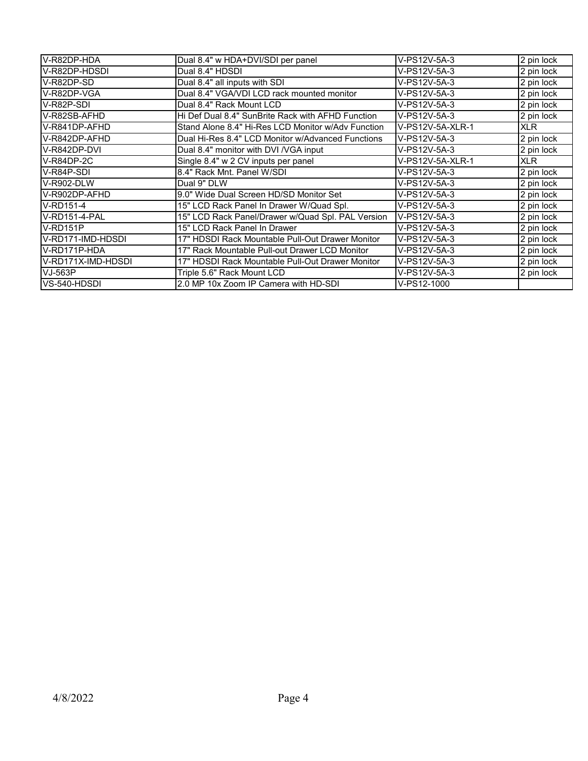| | | | |
|---|---|---|---|
| V-R82DP-HDA | Dual 8.4" w HDA+DVI/SDI per panel | V-PS12V-5A-3 | 2 pin lock |
| V-R82DP-HDSDI | Dual 8.4" HDSDI | V-PS12V-5A-3 | 2 pin lock |
| V-R82DP-SD | Dual 8.4" all inputs with SDI | V-PS12V-5A-3 | 2 pin lock |
| V-R82DP-VGA | Dual 8.4" VGA/VDI LCD rack mounted monitor | V-PS12V-5A-3 | 2 pin lock |
| V-R82P-SDI | Dual 8.4" Rack Mount LCD | V-PS12V-5A-3 | 2 pin lock |
| V-R82SB-AFHD | Hi Def Dual 8.4" SunBrite Rack with AFHD Function | V-PS12V-5A-3 | 2 pin lock |
| V-R841DP-AFHD | Stand Alone 8.4" Hi-Res LCD Monitor w/Adv Function | V-PS12V-5A-XLR-1 | XLR |
| V-R842DP-AFHD | Dual Hi-Res 8.4" LCD Monitor w/Advanced Functions | V-PS12V-5A-3 | 2 pin lock |
| V-R842DP-DVI | Dual 8.4" monitor with DVI /VGA input | V-PS12V-5A-3 | 2 pin lock |
| V-R84DP-2C | Single 8.4" w 2 CV inputs per panel | V-PS12V-5A-XLR-1 | XLR |
| V-R84P-SDI | 8.4" Rack Mnt. Panel W/SDI | V-PS12V-5A-3 | 2 pin lock |
| V-R902-DLW | Dual 9" DLW | V-PS12V-5A-3 | 2 pin lock |
| V-R902DP-AFHD | 9.0" Wide Dual Screen HD/SD Monitor Set | V-PS12V-5A-3 | 2 pin lock |
| V-RD151-4 | 15" LCD Rack Panel In Drawer W/Quad Spl. | V-PS12V-5A-3 | 2 pin lock |
| V-RD151-4-PAL | 15" LCD Rack Panel/Drawer w/Quad Spl. PAL Version | V-PS12V-5A-3 | 2 pin lock |
| V-RD151P | 15" LCD Rack Panel In Drawer | V-PS12V-5A-3 | 2 pin lock |
| V-RD171-IMD-HDSDI | 17" HDSDI Rack Mountable Pull-Out Drawer Monitor | V-PS12V-5A-3 | 2 pin lock |
| V-RD171P-HDA | 17" Rack Mountable Pull-out Drawer LCD Monitor | V-PS12V-5A-3 | 2 pin lock |
| V-RD171X-IMD-HDSDI | 17" HDSDI Rack Mountable Pull-Out Drawer Monitor | V-PS12V-5A-3 | 2 pin lock |
| VJ-563P | Triple 5.6" Rack Mount LCD | V-PS12V-5A-3 | 2 pin lock |
| VS-540-HDSDI | 2.0 MP 10x Zoom IP Camera with HD-SDI | V-PS12-1000 | |

4/8/2022